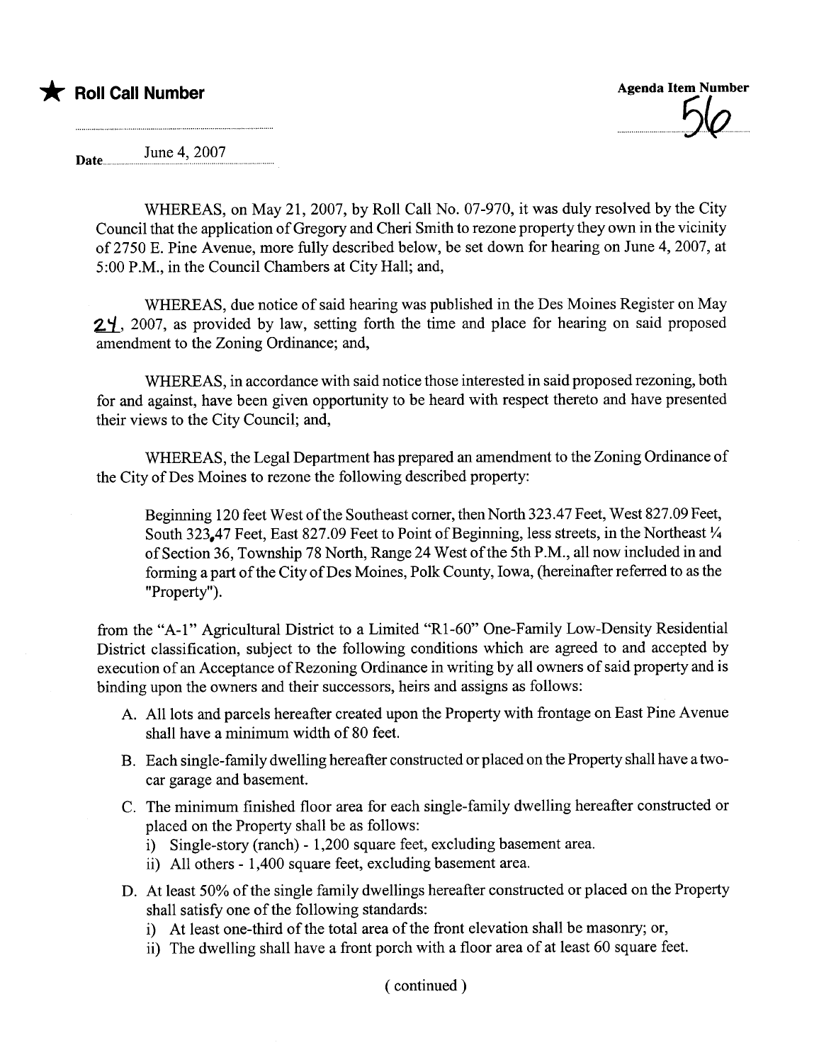★ **Roll Call Number**

**Agenda Item Number**

56

**Date** June 4, 2007

WHEREAS, on May 21, 2007, by Roll Call No. 07-970, it was duly resolved by the City Council that the application of Gregory and Cheri Smith to rezone property they own in the vicinity of 2750 E. Pine Avenue, more fully described below, be set down for hearing on June 4, 2007, at 5:00 P.M., in the Council Chambers at City Hall; and,

WHEREAS, due notice of said hearing was published in the Des Moines Register on May 24, 2007, as provided by law, setting forth the time and place for hearing on said proposed amendment to the Zoning Ordinance; and,

WHEREAS, in accordance with said notice those interested in said proposed rezoning, both for and against, have been given opportunity to be heard with respect thereto and have presented their views to the City Council; and,

WHEREAS, the Legal Department has prepared an amendment to the Zoning Ordinance of the City of Des Moines to rezone the following described property:

> Beginning 120 feet West of the Southeast corner, then North 323.47 Feet, West 827.09 Feet, South 323.47 Feet, East 827.09 Feet to Point of Beginning, less streets, in the Northeast ¼ of Section 36, Township 78 North, Range 24 West of the 5th P.M., all now included in and forming a part of the City of Des Moines, Polk County, Iowa, (hereinafter referred to as the "Property").

from the "A-1" Agricultural District to a Limited "R1-60" One-Family Low-Density Residential District classification, subject to the following conditions which are agreed to and accepted by execution of an Acceptance of Rezoning Ordinance in writing by all owners of said property and is binding upon the owners and their successors, heirs and assigns as follows:

A. All lots and parcels hereafter created upon the Property with frontage on East Pine Avenue shall have a minimum width of 80 feet.

B. Each single-family dwelling hereafter constructed or placed on the Property shall have a two-car garage and basement.

C. The minimum finished floor area for each single-family dwelling hereafter constructed or placed on the Property shall be as follows:
   i) Single-story (ranch) - 1,200 square feet, excluding basement area.
   ii) All others - 1,400 square feet, excluding basement area.

D. At least 50% of the single family dwellings hereafter constructed or placed on the Property shall satisfy one of the following standards:
   i) At least one-third of the total area of the front elevation shall be masonry; or,
   ii) The dwelling shall have a front porch with a floor area of at least 60 square feet.

( continued )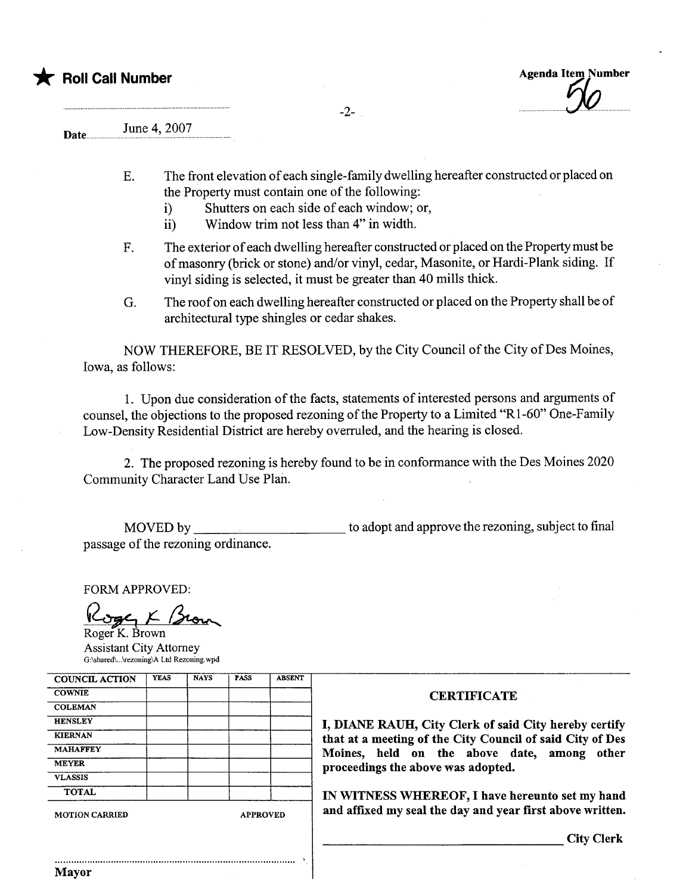★ **Roll Call Number**

**Agenda Item Number**
56

Date June 4, 2007

E. The front elevation of each single-family dwelling hereafter constructed or placed on the Property must contain one of the following:
   i) Shutters on each side of each window; or,
   ii) Window trim not less than 4" in width.

F. The exterior of each dwelling hereafter constructed or placed on the Property must be of masonry (brick or stone) and/or vinyl, cedar, Masonite, or Hardi-Plank siding. If vinyl siding is selected, it must be greater than 40 mills thick.

G. The roof on each dwelling hereafter constructed or placed on the Property shall be of architectural type shingles or cedar shakes.

NOW THEREFORE, BE IT RESOLVED, by the City Council of the City of Des Moines, Iowa, as follows:

1. Upon due consideration of the facts, statements of interested persons and arguments of counsel, the objections to the proposed rezoning of the Property to a Limited "R1-60" One-Family Low-Density Residential District are hereby overruled, and the hearing is closed.

2. The proposed rezoning is hereby found to be in conformance with the Des Moines 2020 Community Character Land Use Plan.

MOVED by ______________________ to adopt and approve the rezoning, subject to final passage of the rezoning ordinance.

FORM APPROVED:

Roger K. Brown
Assistant City Attorney
G:\shared\...\rezoning\A Ltd Rezoning.wpd

| COUNCIL ACTION | YEAS | NAYS | PASS | ABSENT |
|---|---|---|---|---|
| COWNIE | | | | |
| COLEMAN | | | | |
| HENSLEY | | | | |
| KIERNAN | | | | |
| MAHAFFEY | | | | |
| MEYER | | | | |
| VLASSIS | | | | |
| TOTAL | | | | |

MOTION CARRIED APPROVED

.............................................
**Mayor**

**CERTIFICATE**

**I, DIANE RAUH, City Clerk of said City hereby certify that at a meeting of the City Council of said City of Des Moines, held on the above date, among other proceedings the above was adopted.**

**IN WITNESS WHEREOF, I have hereunto set my hand and affixed my seal the day and year first above written.**

______________________________ **City Clerk**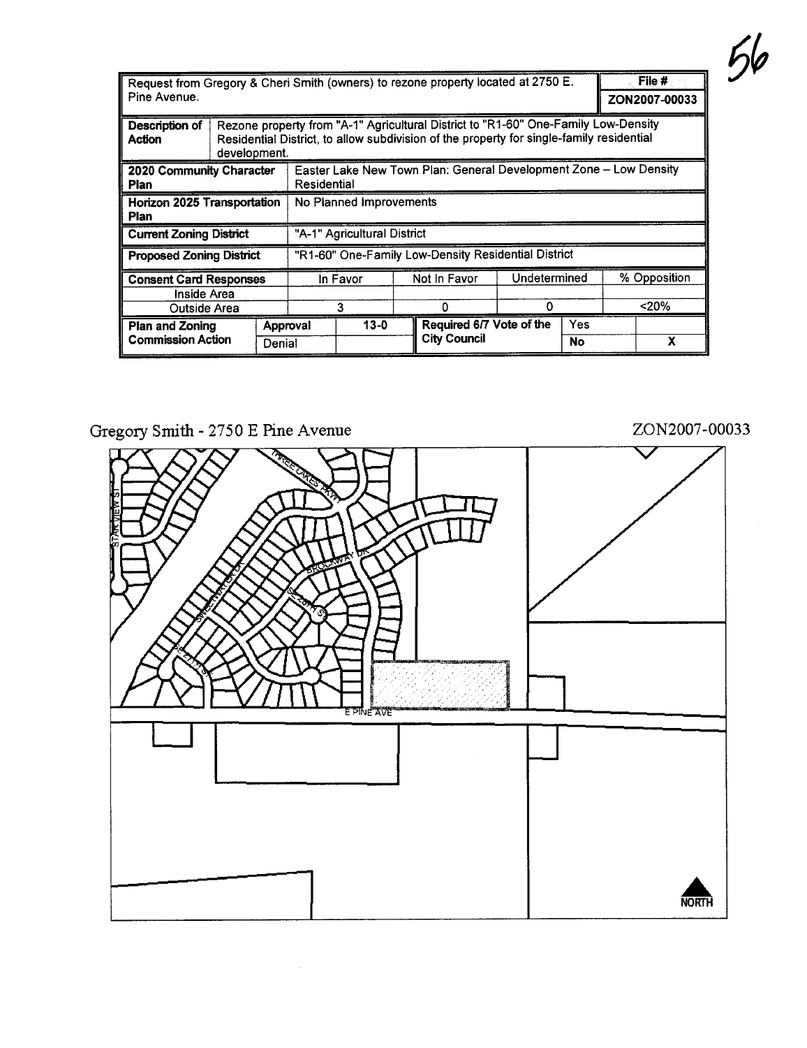56

| Request from Gregory & Cheri Smith (owners) to rezone property located at 2750 E. Pine Avenue. | | | | | | File # ZON2007-00033 |
|---|---|---|---|---|---|---|
| **Description of Action** | Rezone property from "A-1" Agricultural District to "R1-60" One-Family Low-Density Residential District, to allow subdivision of the property for single-family residential development. | | | | | |
| **2020 Community Character Plan** | Easter Lake New Town Plan: General Development Zone – Low Density Residential | | | | | |
| **Horizon 2025 Transportation Plan** | No Planned Improvements | | | | | |
| **Current Zoning District** | "A-1" Agricultural District | | | | | |
| **Proposed Zoning District** | "R1-60" One-Family Low-Density Residential District | | | | | |
| **Consent Card Responses** | In Favor | Not In Favor | Undetermined | | | % Opposition |
| Inside Area | | | | | | |
| Outside Area | 3 | 0 | 0 | | | <20% |
| **Plan and Zoning Commission Action** | Approval 13-0 | **Required 6/7 Vote of the City Council** | Yes | | | |
| | Denial | | No | | | X |

Gregory Smith - 2750 E Pine Avenue

ZON2007-00033

THREE LAKES PKWY

BROCKWAY DR

SE 28TH ST

STARVIEW ST

E PINE AVE

NORTH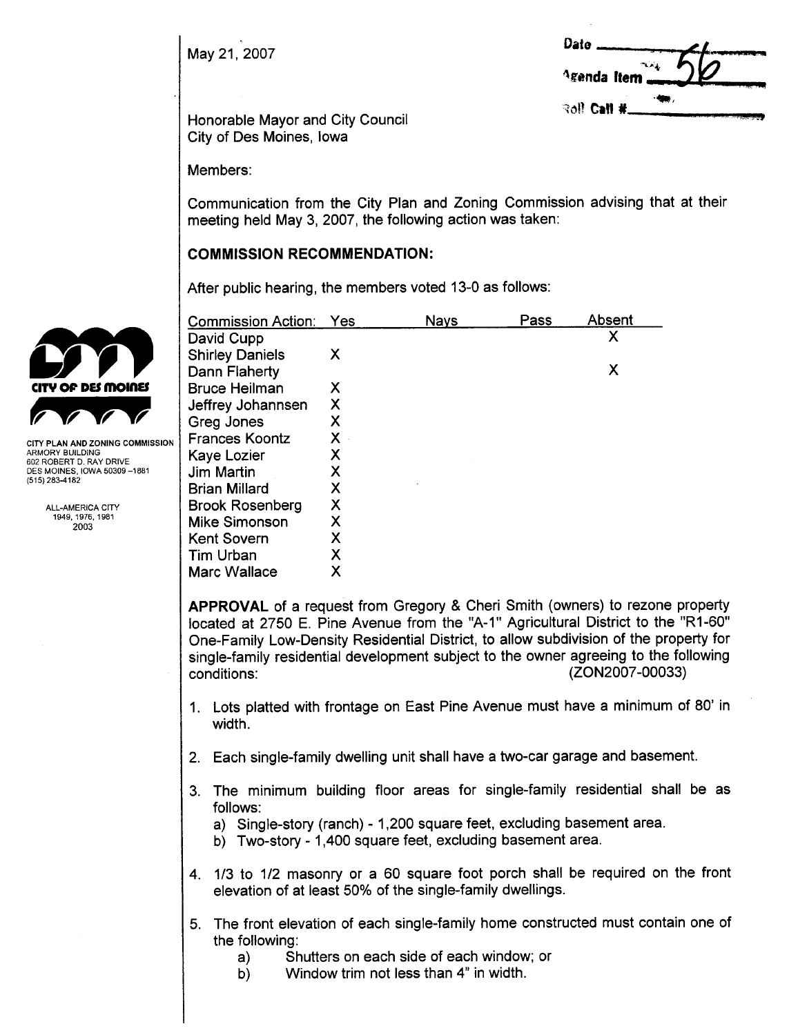May 21, 2007

Date ____
Agenda Item 56
Roll Call # ____

Honorable Mayor and City Council
City of Des Moines, Iowa

CITY PLAN AND ZONING COMMISSION
ARMORY BUILDING
602 ROBERT D. RAY DRIVE
DES MOINES, IOWA 50309-1881
(515) 283-4182

ALL-AMERICA CITY
1949, 1976, 1981
2003

Members:

Communication from the City Plan and Zoning Commission advising that at their meeting held May 3, 2007, the following action was taken:

**COMMISSION RECOMMENDATION:**

After public hearing, the members voted 13-0 as follows:

| Commission Action: | Yes | Nays | Pass | Absent |
|---|---|---|---|---|
| David Cupp | | | | X |
| Shirley Daniels | X | | | |
| Dann Flaherty | | | | X |
| Bruce Heilman | X | | | |
| Jeffrey Johannsen | X | | | |
| Greg Jones | X | | | |
| Frances Koontz | X | | | |
| Kaye Lozier | X | | | |
| Jim Martin | X | | | |
| Brian Millard | X | | | |
| Brook Rosenberg | X | | | |
| Mike Simonson | X | | | |
| Kent Sovern | X | | | |
| Tim Urban | X | | | |
| Marc Wallace | X | | | |

**APPROVAL** of a request from Gregory & Cheri Smith (owners) to rezone property located at 2750 E. Pine Avenue from the "A-1" Agricultural District to the "R1-60" One-Family Low-Density Residential District, to allow subdivision of the property for single-family residential development subject to the owner agreeing to the following conditions: (ZON2007-00033)

1. Lots platted with frontage on East Pine Avenue must have a minimum of 80' in width.
2. Each single-family dwelling unit shall have a two-car garage and basement.
3. The minimum building floor areas for single-family residential shall be as follows:
   a) Single-story (ranch) - 1,200 square feet, excluding basement area.
   b) Two-story - 1,400 square feet, excluding basement area.
4. 1/3 to 1/2 masonry or a 60 square foot porch shall be required on the front elevation of at least 50% of the single-family dwellings.
5. The front elevation of each single-family home constructed must contain one of the following:
   a) Shutters on each side of each window; or
   b) Window trim not less than 4" in width.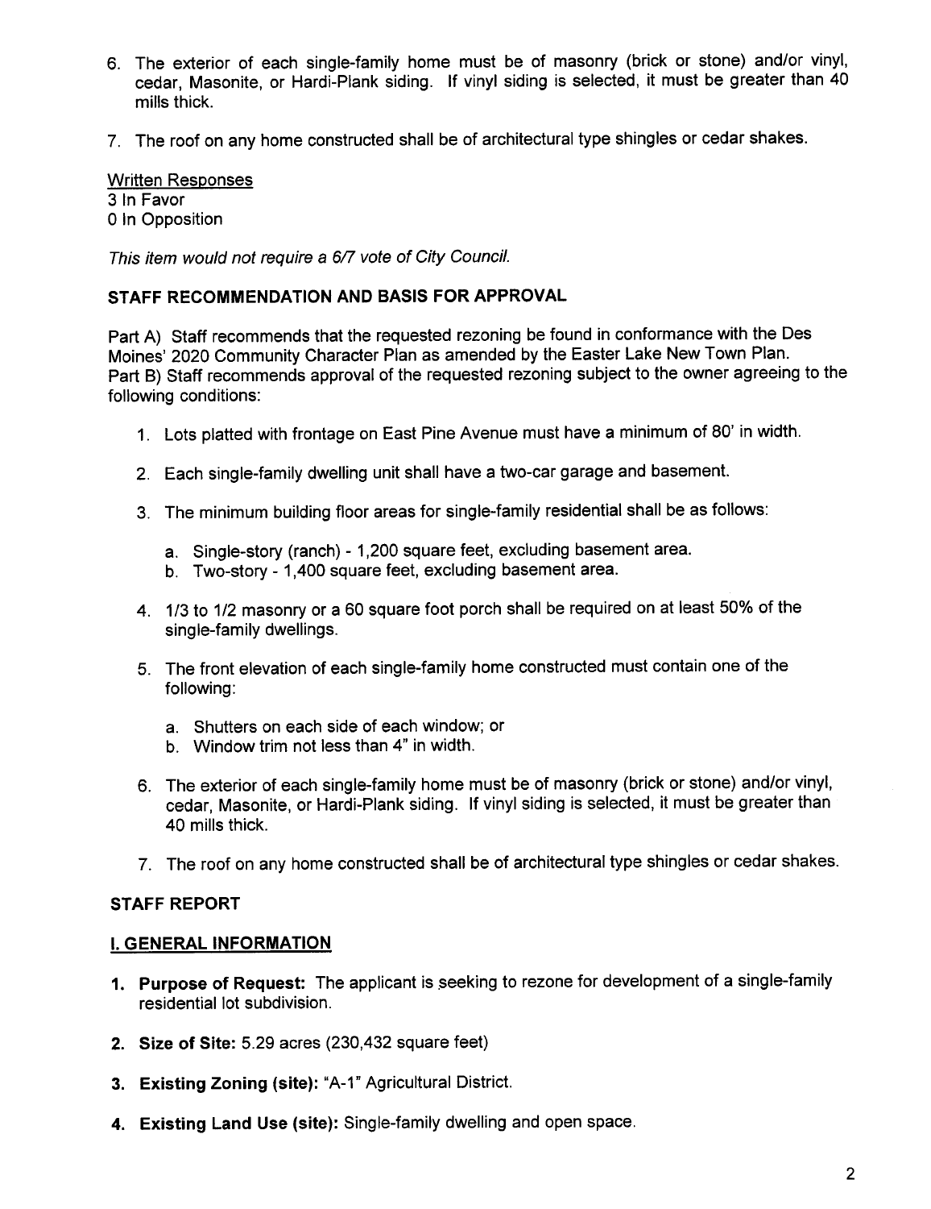6. The exterior of each single-family home must be of masonry (brick or stone) and/or vinyl, cedar, Masonite, or Hardi-Plank siding. If vinyl siding is selected, it must be greater than 40 mills thick.

7. The roof on any home constructed shall be of architectural type shingles or cedar shakes.

Written Responses
3 In Favor
0 In Opposition

*This item would not require a 6/7 vote of City Council.*

**STAFF RECOMMENDATION AND BASIS FOR APPROVAL**

Part A) Staff recommends that the requested rezoning be found in conformance with the Des Moines' 2020 Community Character Plan as amended by the Easter Lake New Town Plan.
Part B) Staff recommends approval of the requested rezoning subject to the owner agreeing to the following conditions:

1. Lots platted with frontage on East Pine Avenue must have a minimum of 80' in width.

2. Each single-family dwelling unit shall have a two-car garage and basement.

3. The minimum building floor areas for single-family residential shall be as follows:

   a. Single-story (ranch) - 1,200 square feet, excluding basement area.
   b. Two-story - 1,400 square feet, excluding basement area.

4. 1/3 to 1/2 masonry or a 60 square foot porch shall be required on at least 50% of the single-family dwellings.

5. The front elevation of each single-family home constructed must contain one of the following:

   a. Shutters on each side of each window; or
   b. Window trim not less than 4" in width.

6. The exterior of each single-family home must be of masonry (brick or stone) and/or vinyl, cedar, Masonite, or Hardi-Plank siding. If vinyl siding is selected, it must be greater than 40 mills thick.

7. The roof on any home constructed shall be of architectural type shingles or cedar shakes.

**STAFF REPORT**

**I. GENERAL INFORMATION**

1. **Purpose of Request:** The applicant is seeking to rezone for development of a single-family residential lot subdivision.

2. **Size of Site:** 5.29 acres (230,432 square feet)

3. **Existing Zoning (site):** "A-1" Agricultural District.

4. **Existing Land Use (site):** Single-family dwelling and open space.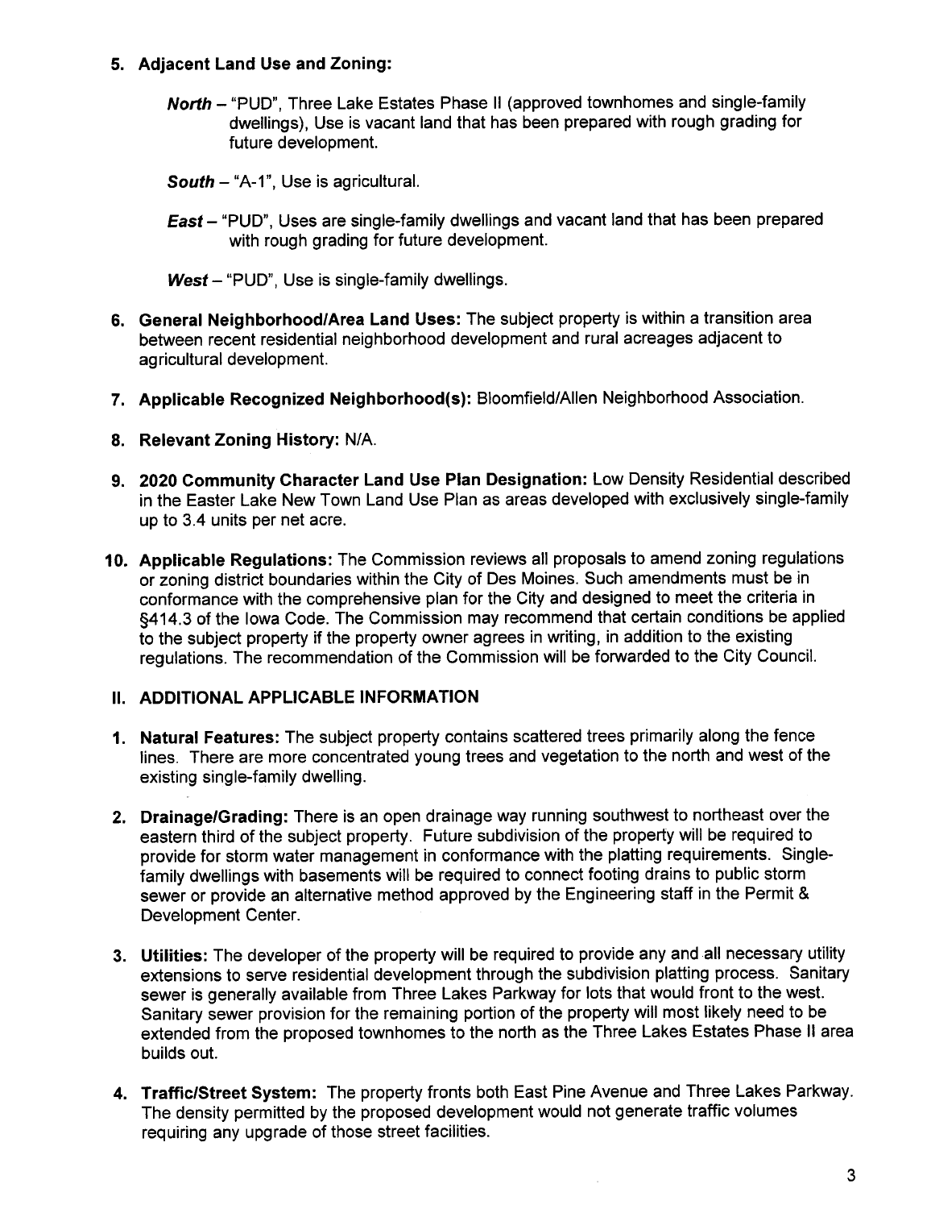5. **Adjacent Land Use and Zoning:**

   ***North*** – "PUD", Three Lake Estates Phase II (approved townhomes and single-family dwellings), Use is vacant land that has been prepared with rough grading for future development.

   ***South*** – "A-1", Use is agricultural.

   ***East*** – "PUD", Uses are single-family dwellings and vacant land that has been prepared with rough grading for future development.

   ***West*** – "PUD", Use is single-family dwellings.

6. **General Neighborhood/Area Land Uses:** The subject property is within a transition area between recent residential neighborhood development and rural acreages adjacent to agricultural development.

7. **Applicable Recognized Neighborhood(s):** Bloomfield/Allen Neighborhood Association.

8. **Relevant Zoning History:** N/A.

9. **2020 Community Character Land Use Plan Designation:** Low Density Residential described in the Easter Lake New Town Land Use Plan as areas developed with exclusively single-family up to 3.4 units per net acre.

10. **Applicable Regulations:** The Commission reviews all proposals to amend zoning regulations or zoning district boundaries within the City of Des Moines. Such amendments must be in conformance with the comprehensive plan for the City and designed to meet the criteria in §414.3 of the Iowa Code. The Commission may recommend that certain conditions be applied to the subject property if the property owner agrees in writing, in addition to the existing regulations. The recommendation of the Commission will be forwarded to the City Council.

## II. ADDITIONAL APPLICABLE INFORMATION

1. **Natural Features:** The subject property contains scattered trees primarily along the fence lines. There are more concentrated young trees and vegetation to the north and west of the existing single-family dwelling.

2. **Drainage/Grading:** There is an open drainage way running southwest to northeast over the eastern third of the subject property. Future subdivision of the property will be required to provide for storm water management in conformance with the platting requirements. Single-family dwellings with basements will be required to connect footing drains to public storm sewer or provide an alternative method approved by the Engineering staff in the Permit & Development Center.

3. **Utilities:** The developer of the property will be required to provide any and all necessary utility extensions to serve residential development through the subdivision platting process. Sanitary sewer is generally available from Three Lakes Parkway for lots that would front to the west. Sanitary sewer provision for the remaining portion of the property will most likely need to be extended from the proposed townhomes to the north as the Three Lakes Estates Phase II area builds out.

4. **Traffic/Street System:** The property fronts both East Pine Avenue and Three Lakes Parkway. The density permitted by the proposed development would not generate traffic volumes requiring any upgrade of those street facilities.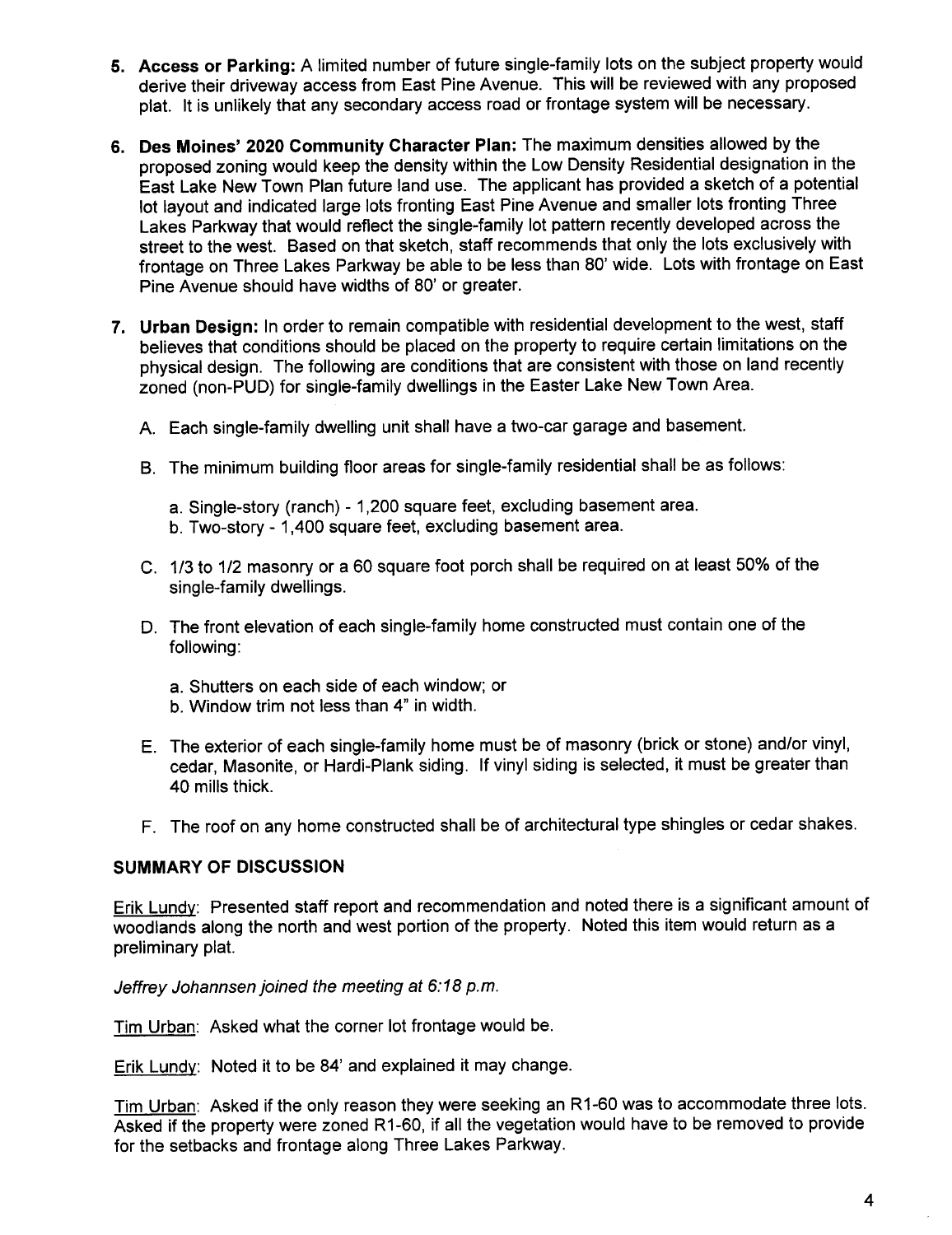5. **Access or Parking:** A limited number of future single-family lots on the subject property would derive their driveway access from East Pine Avenue. This will be reviewed with any proposed plat. It is unlikely that any secondary access road or frontage system will be necessary.

6. **Des Moines' 2020 Community Character Plan:** The maximum densities allowed by the proposed zoning would keep the density within the Low Density Residential designation in the East Lake New Town Plan future land use. The applicant has provided a sketch of a potential lot layout and indicated large lots fronting East Pine Avenue and smaller lots fronting Three Lakes Parkway that would reflect the single-family lot pattern recently developed across the street to the west. Based on that sketch, staff recommends that only the lots exclusively with frontage on Three Lakes Parkway be able to be less than 80' wide. Lots with frontage on East Pine Avenue should have widths of 80' or greater.

7. **Urban Design:** In order to remain compatible with residential development to the west, staff believes that conditions should be placed on the property to require certain limitations on the physical design. The following are conditions that are consistent with those on land recently zoned (non-PUD) for single-family dwellings in the Easter Lake New Town Area.

   A. Each single-family dwelling unit shall have a two-car garage and basement.

   B. The minimum building floor areas for single-family residential shall be as follows:

      a. Single-story (ranch) - 1,200 square feet, excluding basement area.
      b. Two-story - 1,400 square feet, excluding basement area.

   C. 1/3 to 1/2 masonry or a 60 square foot porch shall be required on at least 50% of the single-family dwellings.

   D. The front elevation of each single-family home constructed must contain one of the following:

      a. Shutters on each side of each window; or
      b. Window trim not less than 4" in width.

   E. The exterior of each single-family home must be of masonry (brick or stone) and/or vinyl, cedar, Masonite, or Hardi-Plank siding. If vinyl siding is selected, it must be greater than 40 mills thick.

   F. The roof on any home constructed shall be of architectural type shingles or cedar shakes.

**SUMMARY OF DISCUSSION**

Erik Lundy: Presented staff report and recommendation and noted there is a significant amount of woodlands along the north and west portion of the property. Noted this item would return as a preliminary plat.

*Jeffrey Johannsen joined the meeting at 6:18 p.m.*

Tim Urban: Asked what the corner lot frontage would be.

Erik Lundy: Noted it to be 84' and explained it may change.

Tim Urban: Asked if the only reason they were seeking an R1-60 was to accommodate three lots. Asked if the property were zoned R1-60, if all the vegetation would have to be removed to provide for the setbacks and frontage along Three Lakes Parkway.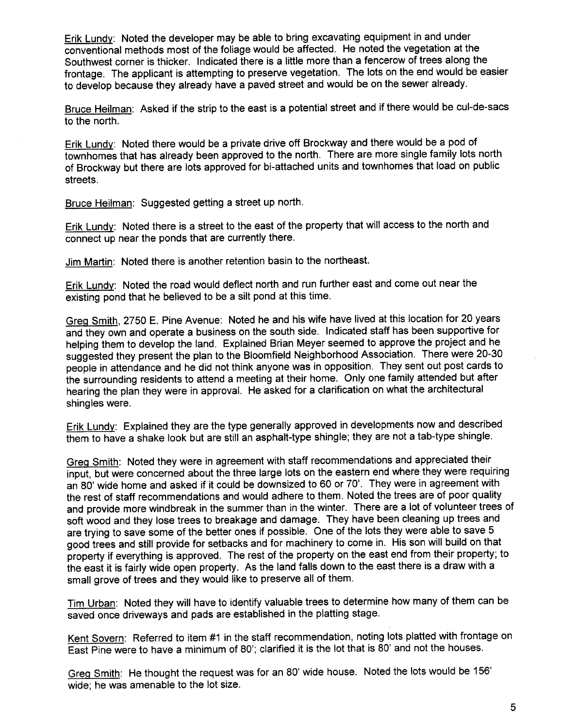Erik Lundy: Noted the developer may be able to bring excavating equipment in and under conventional methods most of the foliage would be affected. He noted the vegetation at the Southwest corner is thicker. Indicated there is a little more than a fencerow of trees along the frontage. The applicant is attempting to preserve vegetation. The lots on the end would be easier to develop because they already have a paved street and would be on the sewer already.

Bruce Heilman: Asked if the strip to the east is a potential street and if there would be cul-de-sacs to the north.

Erik Lundy: Noted there would be a private drive off Brockway and there would be a pod of townhomes that has already been approved to the north. There are more single family lots north of Brockway but there are lots approved for bi-attached units and townhomes that load on public streets.

Bruce Heilman: Suggested getting a street up north.

Erik Lundy: Noted there is a street to the east of the property that will access to the north and connect up near the ponds that are currently there.

Jim Martin: Noted there is another retention basin to the northeast.

Erik Lundy: Noted the road would deflect north and run further east and come out near the existing pond that he believed to be a silt pond at this time.

Greg Smith, 2750 E. Pine Avenue: Noted he and his wife have lived at this location for 20 years and they own and operate a business on the south side. Indicated staff has been supportive for helping them to develop the land. Explained Brian Meyer seemed to approve the project and he suggested they present the plan to the Bloomfield Neighborhood Association. There were 20-30 people in attendance and he did not think anyone was in opposition. They sent out post cards to the surrounding residents to attend a meeting at their home. Only one family attended but after hearing the plan they were in approval. He asked for a clarification on what the architectural shingles were.

Erik Lundy: Explained they are the type generally approved in developments now and described them to have a shake look but are still an asphalt-type shingle; they are not a tab-type shingle.

Greg Smith: Noted they were in agreement with staff recommendations and appreciated their input, but were concerned about the three large lots on the eastern end where they were requiring an 80' wide home and asked if it could be downsized to 60 or 70'. They were in agreement with the rest of staff recommendations and would adhere to them. Noted the trees are of poor quality and provide more windbreak in the summer than in the winter. There are a lot of volunteer trees of soft wood and they lose trees to breakage and damage. They have been cleaning up trees and are trying to save some of the better ones if possible. One of the lots they were able to save 5 good trees and still provide for setbacks and for machinery to come in. His son will build on that property if everything is approved. The rest of the property on the east end from their property; to the east it is fairly wide open property. As the land falls down to the east there is a draw with a small grove of trees and they would like to preserve all of them.

Tim Urban: Noted they will have to identify valuable trees to determine how many of them can be saved once driveways and pads are established in the platting stage.

Kent Sovern: Referred to item #1 in the staff recommendation, noting lots platted with frontage on East Pine were to have a minimum of 80'; clarified it is the lot that is 80' and not the houses.

Greg Smith: He thought the request was for an 80' wide house. Noted the lots would be 156' wide; he was amenable to the lot size.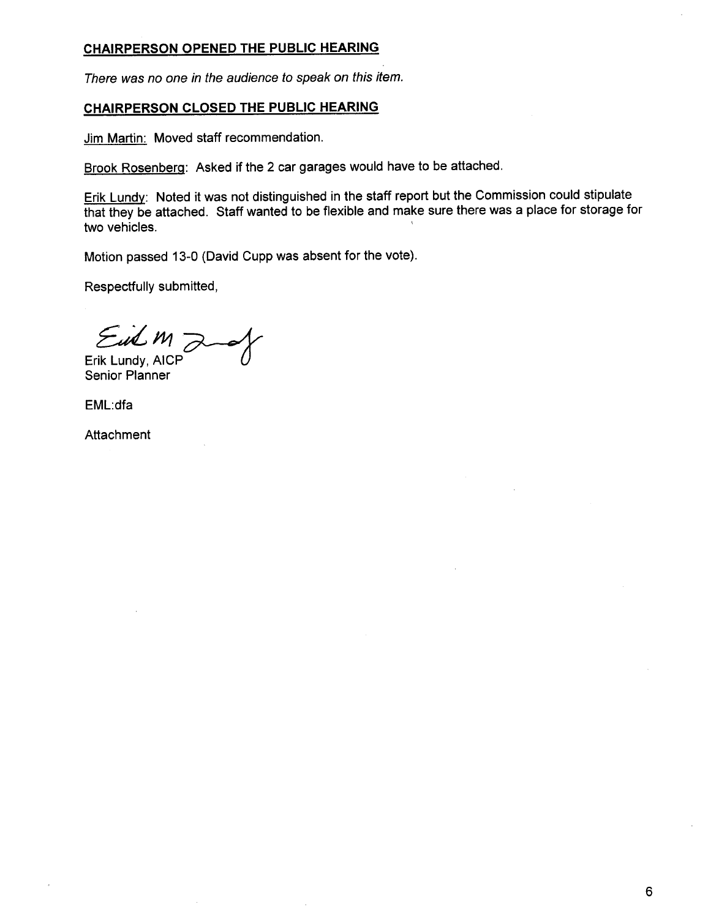**CHAIRPERSON OPENED THE PUBLIC HEARING**

*There was no one in the audience to speak on this item.*

**CHAIRPERSON CLOSED THE PUBLIC HEARING**

Jim Martin: Moved staff recommendation.

Brook Rosenberg: Asked if the 2 car garages would have to be attached.

Erik Lundy: Noted it was not distinguished in the staff report but the Commission could stipulate that they be attached. Staff wanted to be flexible and make sure there was a place for storage for two vehicles.

Motion passed 13-0 (David Cupp was absent for the vote).

Respectfully submitted,

Erik Lundy, AICP
Senior Planner

EML:dfa

Attachment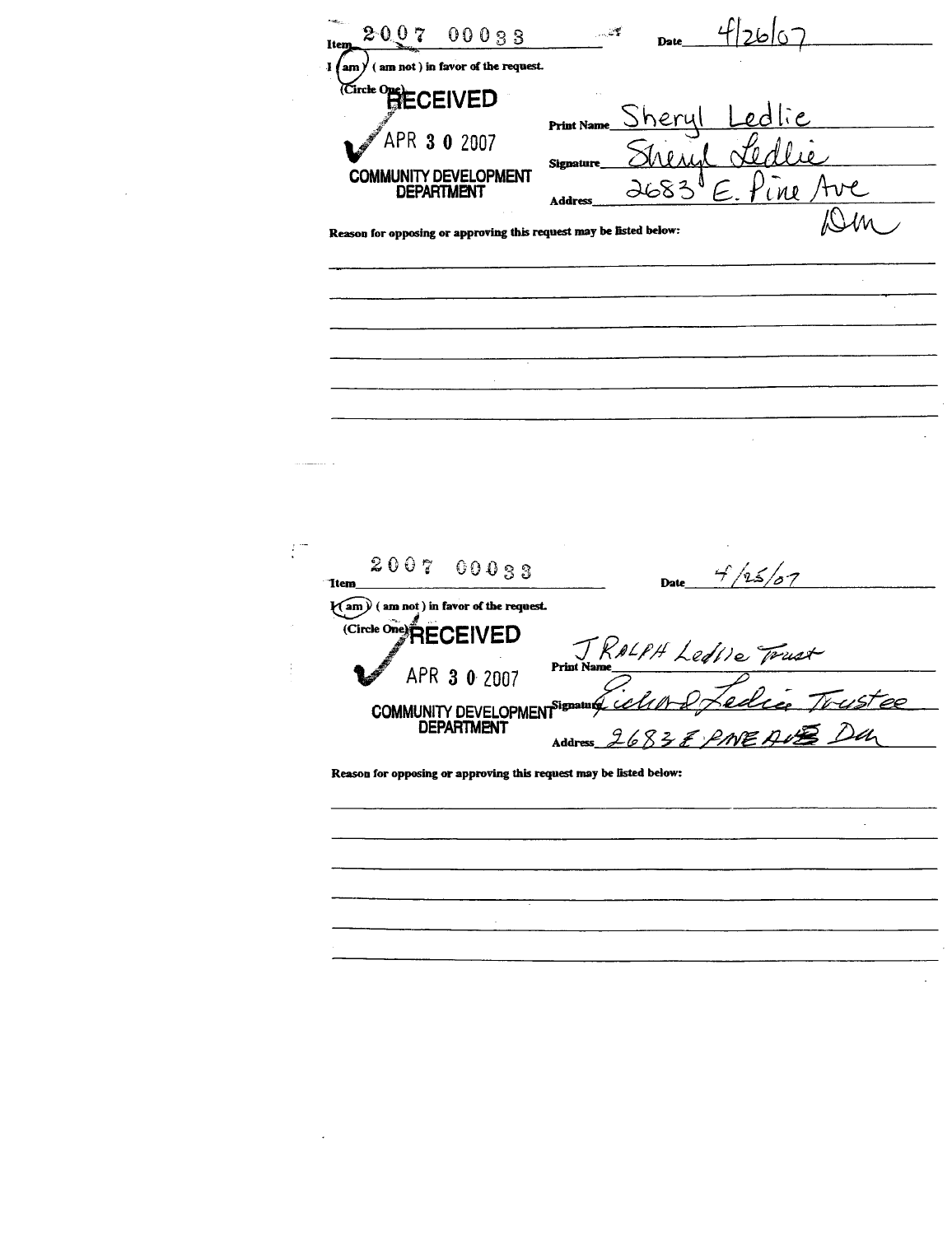Item 2007 00033 Date 4/26/07

I (am) ( am not ) in favor of the request.
(Circle One)

RECEIVED
APR 30 2007
COMMUNITY DEVELOPMENT DEPARTMENT

Print Name Sheryl Ledlie

Signature Sheryl Ledlie

Address 2683 E. Pine Ave DM

Reason for opposing or approving this request may be listed below:

---

Item 2007 00033 Date 4/25/07

I (am) ( am not ) in favor of the request.
(Circle One)

RECEIVED
APR 30 2007
COMMUNITY DEVELOPMENT DEPARTMENT

Print Name J Ralph Ledlie Trust

Signature Richard Ledlie Trustee

Address 2683 E PINE AVE DM

Reason for opposing or approving this request may be listed below: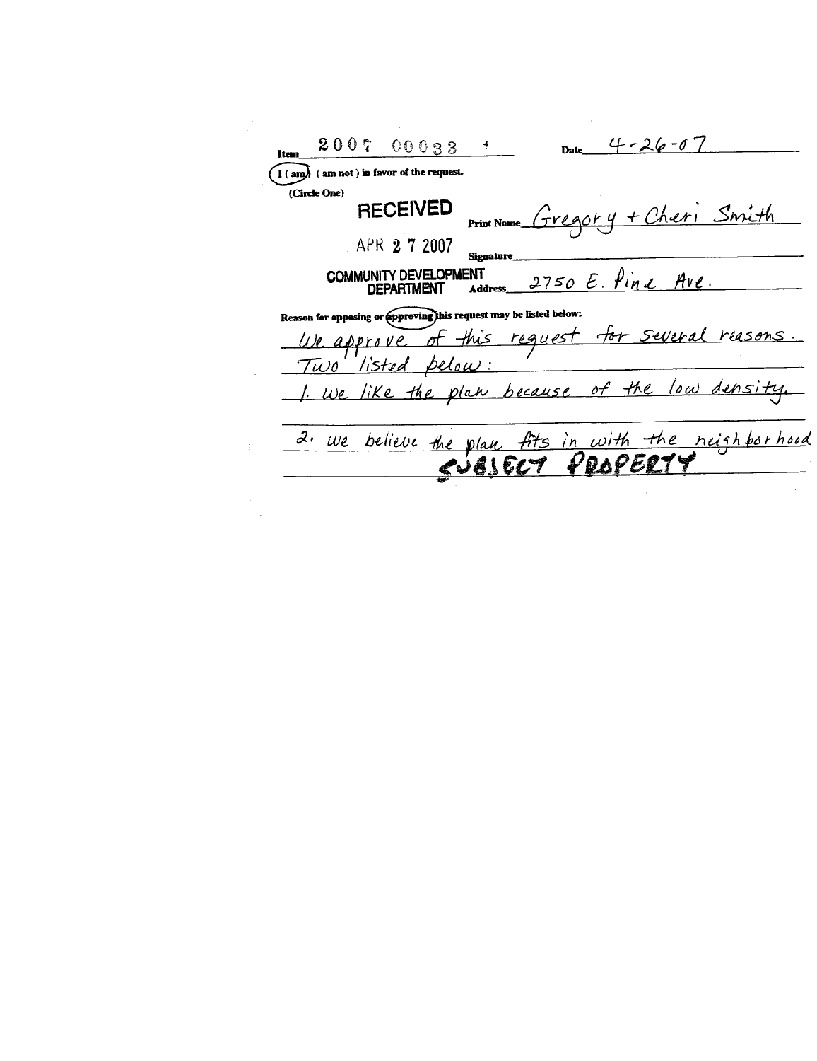Item 2007 00033 4 Date 4-26-07

I (am) ( am not ) in favor of the request.

(Circle One)

**RECEIVED**

APR 27 2007

**COMMUNITY DEVELOPMENT DEPARTMENT**

Print Name Gregory + Cheri Smith

Signature

Address 2750 E. Pine Ave.

Reason for opposing or approving this request may be listed below:

We approve of this request for several reasons. Two listed below:

1. we like the plan because of the low density.

2. we believe the plan fits in with the neighborhood

SUBJECT PROPERTY